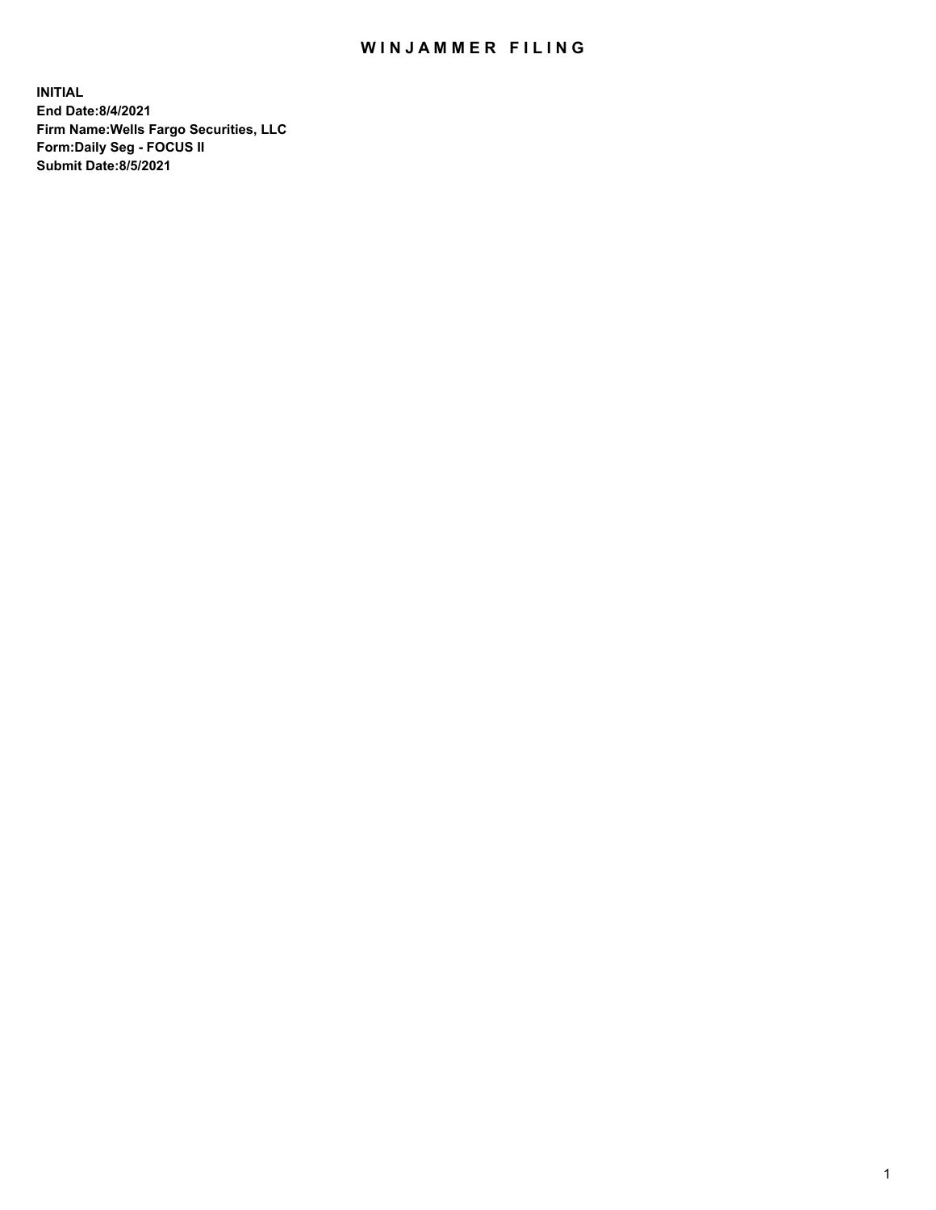# WINJAMMER FILING

**INITIAL**
**End Date:8/4/2021**
**Firm Name:Wells Fargo Securities, LLC**
**Form:Daily Seg - FOCUS II**
**Submit Date:8/5/2021**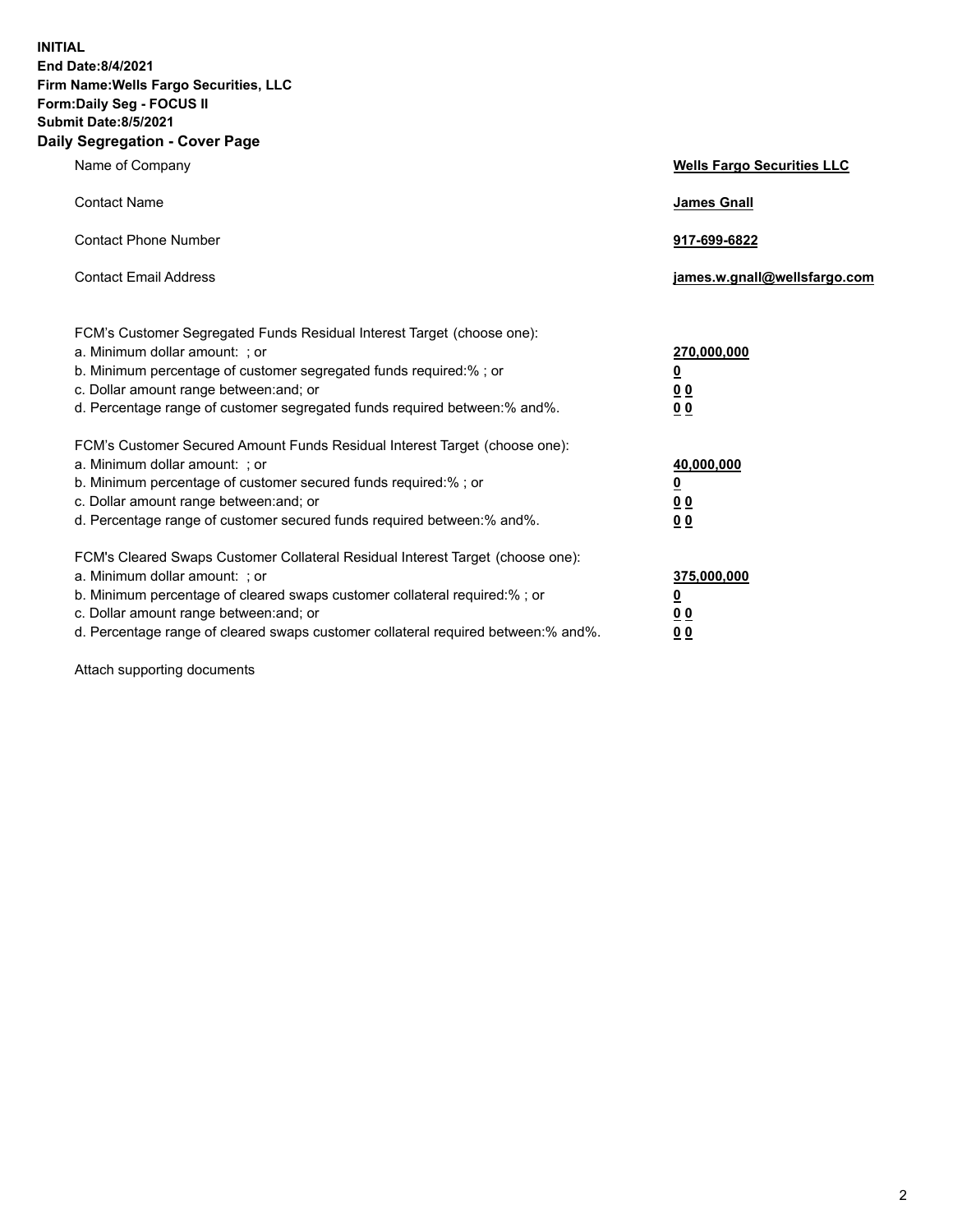**INITIAL**
**End Date:8/4/2021**
**Firm Name:Wells Fargo Securities, LLC**
**Form:Daily Seg - FOCUS II**
**Submit Date:8/5/2021**

## Daily Segregation - Cover Page

| | |
|---|---|
| Name of Company | **Wells Fargo Securities LLC** |
| Contact Name | **James Gnall** |
| Contact Phone Number | **917-699-6822** |
| Contact Email Address | **james.w.gnall@wellsfargo.com** |

FCM's Customer Segregated Funds Residual Interest Target (choose one):

| | |
|---|---|
| a. Minimum dollar amount: ; or | **270,000,000** |
| b. Minimum percentage of customer segregated funds required:% ; or | **0** |
| c. Dollar amount range between:and; or | **0 0** |
| d. Percentage range of customer segregated funds required between:% and%. | **0 0** |

FCM's Customer Secured Amount Funds Residual Interest Target (choose one):

| | |
|---|---|
| a. Minimum dollar amount: ; or | **40,000,000** |
| b. Minimum percentage of customer secured funds required:% ; or | **0** |
| c. Dollar amount range between:and; or | **0 0** |
| d. Percentage range of customer secured funds required between:% and%. | **0 0** |

FCM's Cleared Swaps Customer Collateral Residual Interest Target (choose one):

| | |
|---|---|
| a. Minimum dollar amount: ; or | **375,000,000** |
| b. Minimum percentage of cleared swaps customer collateral required:% ; or | **0** |
| c. Dollar amount range between:and; or | **0 0** |
| d. Percentage range of cleared swaps customer collateral required between:% and%. | **0 0** |

Attach supporting documents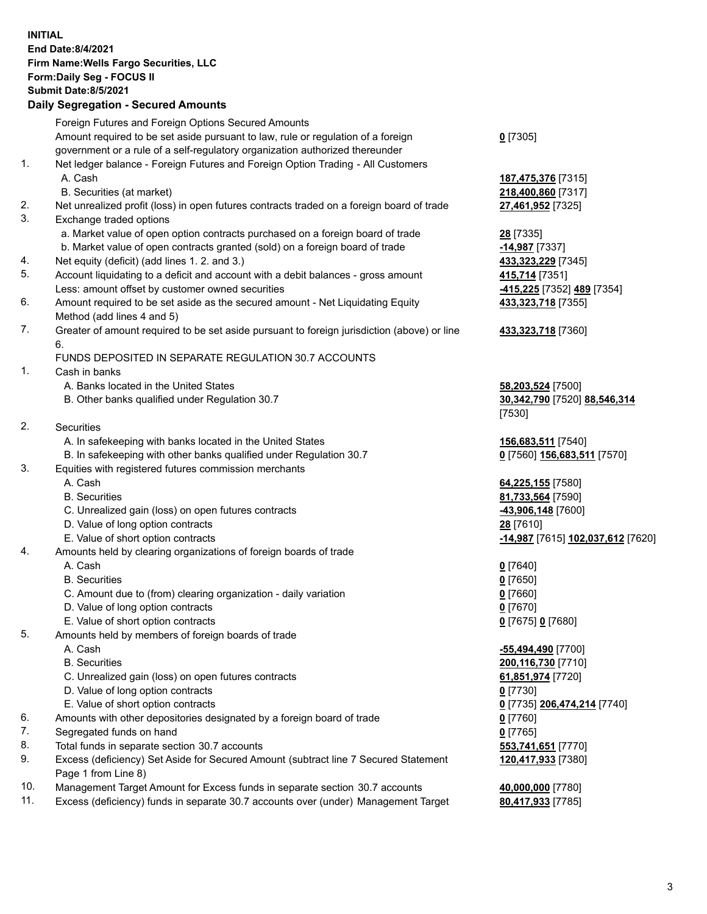**INITIAL**
**End Date:8/4/2021**
**Firm Name:Wells Fargo Securities, LLC**
**Form:Daily Seg - FOCUS II**
**Submit Date:8/5/2021**

### Daily Segregation - Secured Amounts

| | | |
|---|---|---|
| | Foreign Futures and Foreign Options Secured Amounts | |
| | Amount required to be set aside pursuant to law, rule or regulation of a foreign government or a rule of a self-regulatory organization authorized thereunder | **0** [7305] |
| 1. | Net ledger balance - Foreign Futures and Foreign Option Trading - All Customers | |
| | A. Cash | **187,475,376** [7315] |
| | B. Securities (at market) | **218,400,860** [7317] |
| 2. | Net unrealized profit (loss) in open futures contracts traded on a foreign board of trade | **27,461,952** [7325] |
| 3. | Exchange traded options | |
| | a. Market value of open option contracts purchased on a foreign board of trade | **28** [7335] |
| | b. Market value of open contracts granted (sold) on a foreign board of trade | **-14,987** [7337] |
| 4. | Net equity (deficit) (add lines 1. 2. and 3.) | **433,323,229** [7345] |
| 5. | Account liquidating to a deficit and account with a debit balances - gross amount | **415,714** [7351] |
| | Less: amount offset by customer owned securities | **-415,225** [7352] **489** [7354] |
| 6. | Amount required to be set aside as the secured amount - Net Liquidating Equity Method (add lines 4 and 5) | **433,323,718** [7355] |
| 7. | Greater of amount required to be set aside pursuant to foreign jurisdiction (above) or line 6. | **433,323,718** [7360] |
| | FUNDS DEPOSITED IN SEPARATE REGULATION 30.7 ACCOUNTS | |
| 1. | Cash in banks | |
| | A. Banks located in the United States | **58,203,524** [7500] |
| | B. Other banks qualified under Regulation 30.7 | **30,342,790** [7520] **88,546,314** [7530] |
| 2. | Securities | |
| | A. In safekeeping with banks located in the United States | **156,683,511** [7540] |
| | B. In safekeeping with other banks qualified under Regulation 30.7 | **0** [7560] **156,683,511** [7570] |
| 3. | Equities with registered futures commission merchants | |
| | A. Cash | **64,225,155** [7580] |
| | B. Securities | **81,733,564** [7590] |
| | C. Unrealized gain (loss) on open futures contracts | **-43,906,148** [7600] |
| | D. Value of long option contracts | **28** [7610] |
| | E. Value of short option contracts | **-14,987** [7615] **102,037,612** [7620] |
| 4. | Amounts held by clearing organizations of foreign boards of trade | |
| | A. Cash | **0** [7640] |
| | B. Securities | **0** [7650] |
| | C. Amount due to (from) clearing organization - daily variation | **0** [7660] |
| | D. Value of long option contracts | **0** [7670] |
| | E. Value of short option contracts | **0** [7675] **0** [7680] |
| 5. | Amounts held by members of foreign boards of trade | |
| | A. Cash | **-55,494,490** [7700] |
| | B. Securities | **200,116,730** [7710] |
| | C. Unrealized gain (loss) on open futures contracts | **61,851,974** [7720] |
| | D. Value of long option contracts | **0** [7730] |
| | E. Value of short option contracts | **0** [7735] **206,474,214** [7740] |
| 6. | Amounts with other depositories designated by a foreign board of trade | **0** [7760] |
| 7. | Segregated funds on hand | **0** [7765] |
| 8. | Total funds in separate section 30.7 accounts | **553,741,651** [7770] |
| 9. | Excess (deficiency) Set Aside for Secured Amount (subtract line 7 Secured Statement Page 1 from Line 8) | **120,417,933** [7380] |
| 10. | Management Target Amount for Excess funds in separate section 30.7 accounts | **40,000,000** [7780] |
| 11. | Excess (deficiency) funds in separate 30.7 accounts over (under) Management Target | **80,417,933** [7785] |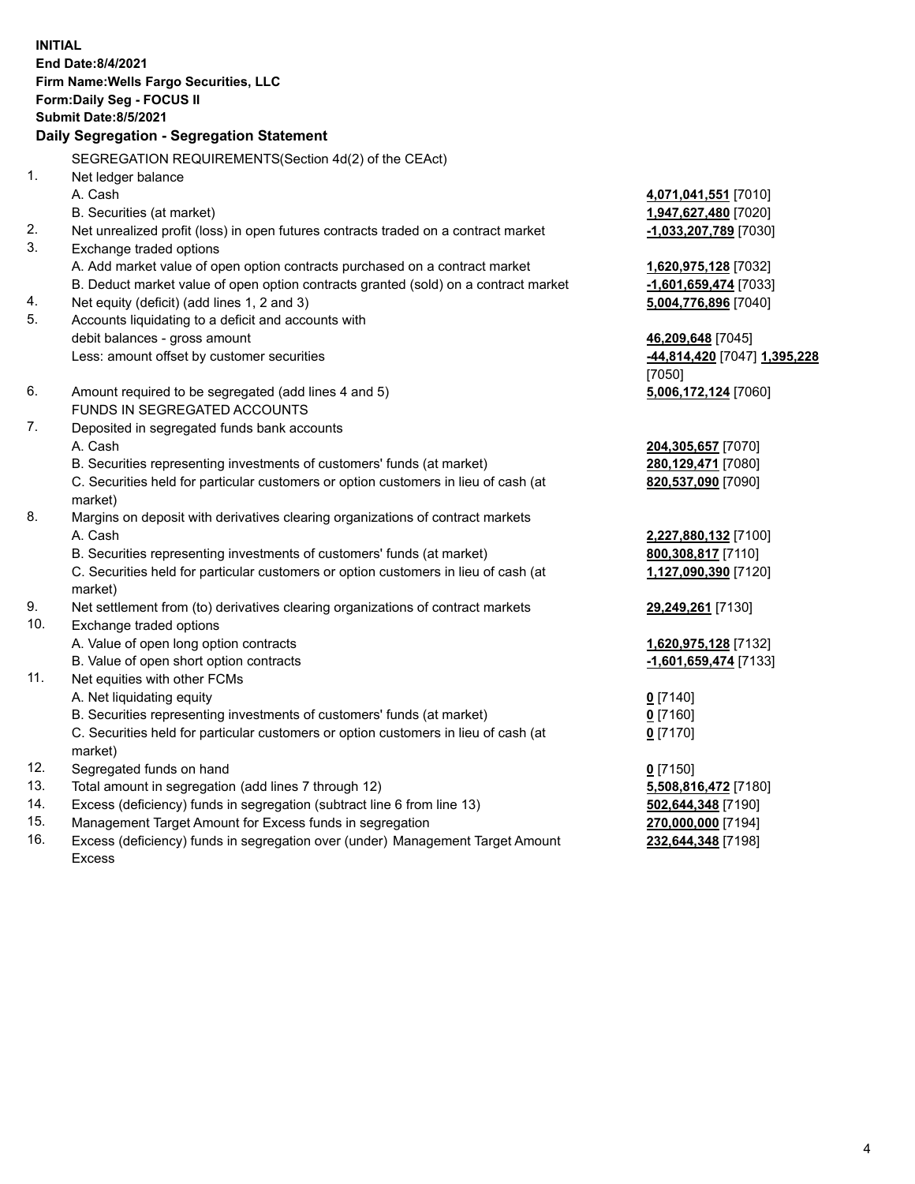**INITIAL**
**End Date:8/4/2021**
**Firm Name:Wells Fargo Securities, LLC**
**Form:Daily Seg - FOCUS II**
**Submit Date:8/5/2021**

## Daily Segregation - Segregation Statement

SEGREGATION REQUIREMENTS(Section 4d(2) of the CEAct)

| | | |
|---|---|---|
| 1. | Net ledger balance | |
| | A. Cash | **4,071,041,551** [7010] |
| | B. Securities (at market) | **1,947,627,480** [7020] |
| 2. | Net unrealized profit (loss) in open futures contracts traded on a contract market | **-1,033,207,789** [7030] |
| 3. | Exchange traded options | |
| | A. Add market value of open option contracts purchased on a contract market | **1,620,975,128** [7032] |
| | B. Deduct market value of open option contracts granted (sold) on a contract market | **-1,601,659,474** [7033] |
| 4. | Net equity (deficit) (add lines 1, 2 and 3) | **5,004,776,896** [7040] |
| 5. | Accounts liquidating to a deficit and accounts with debit balances - gross amount | **46,209,648** [7045] |
| | Less: amount offset by customer securities | **-44,814,420** [7047] **1,395,228** [7050] |
| 6. | Amount required to be segregated (add lines 4 and 5) | **5,006,172,124** [7060] |
| | FUNDS IN SEGREGATED ACCOUNTS | |
| 7. | Deposited in segregated funds bank accounts | |
| | A. Cash | **204,305,657** [7070] |
| | B. Securities representing investments of customers' funds (at market) | **280,129,471** [7080] |
| | C. Securities held for particular customers or option customers in lieu of cash (at market) | **820,537,090** [7090] |
| 8. | Margins on deposit with derivatives clearing organizations of contract markets | |
| | A. Cash | **2,227,880,132** [7100] |
| | B. Securities representing investments of customers' funds (at market) | **800,308,817** [7110] |
| | C. Securities held for particular customers or option customers in lieu of cash (at market) | **1,127,090,390** [7120] |
| 9. | Net settlement from (to) derivatives clearing organizations of contract markets | **29,249,261** [7130] |
| 10. | Exchange traded options | |
| | A. Value of open long option contracts | **1,620,975,128** [7132] |
| | B. Value of open short option contracts | **-1,601,659,474** [7133] |
| 11. | Net equities with other FCMs | |
| | A. Net liquidating equity | **0** [7140] |
| | B. Securities representing investments of customers' funds (at market) | **0** [7160] |
| | C. Securities held for particular customers or option customers in lieu of cash (at market) | **0** [7170] |
| 12. | Segregated funds on hand | **0** [7150] |
| 13. | Total amount in segregation (add lines 7 through 12) | **5,508,816,472** [7180] |
| 14. | Excess (deficiency) funds in segregation (subtract line 6 from line 13) | **502,644,348** [7190] |
| 15. | Management Target Amount for Excess funds in segregation | **270,000,000** [7194] |
| 16. | Excess (deficiency) funds in segregation over (under) Management Target Amount Excess | **232,644,348** [7198] |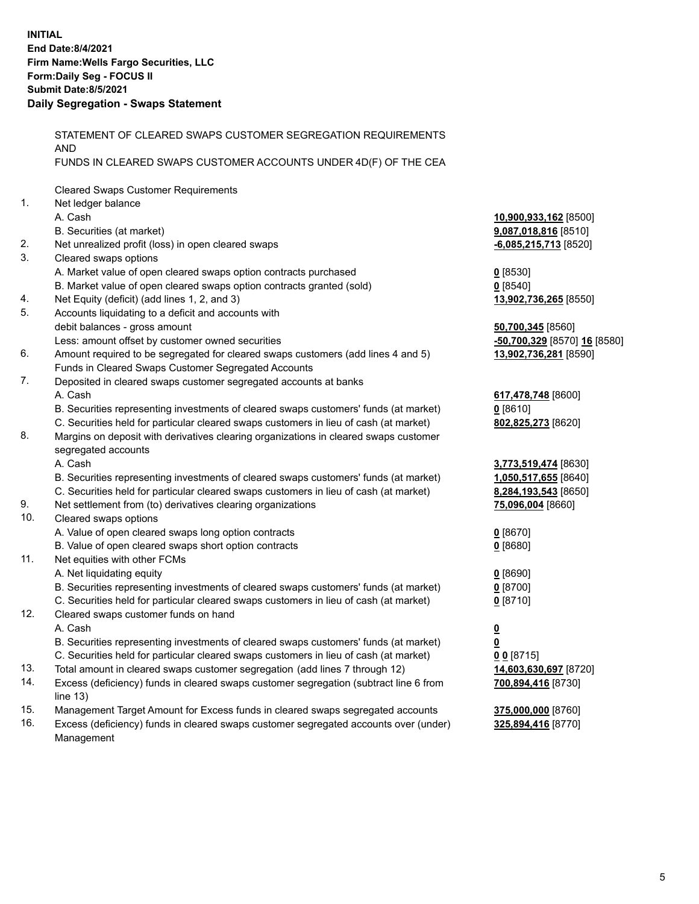**INITIAL**
**End Date:8/4/2021**
**Firm Name:Wells Fargo Securities, LLC**
**Form:Daily Seg - FOCUS II**
**Submit Date:8/5/2021**
**Daily Segregation - Swaps Statement**

STATEMENT OF CLEARED SWAPS CUSTOMER SEGREGATION REQUIREMENTS AND FUNDS IN CLEARED SWAPS CUSTOMER ACCOUNTS UNDER 4D(F) OF THE CEA

| | | |
|---|---|---|
| | Cleared Swaps Customer Requirements | |
| 1. | Net ledger balance | |
| | A. Cash | **10,900,933,162** [8500] |
| | B. Securities (at market) | **9,087,018,816** [8510] |
| 2. | Net unrealized profit (loss) in open cleared swaps | **-6,085,215,713** [8520] |
| 3. | Cleared swaps options | |
| | A. Market value of open cleared swaps option contracts purchased | **0** [8530] |
| | B. Market value of open cleared swaps option contracts granted (sold) | **0** [8540] |
| 4. | Net Equity (deficit) (add lines 1, 2, and 3) | **13,902,736,265** [8550] |
| 5. | Accounts liquidating to a deficit and accounts with debit balances - gross amount | **50,700,345** [8560] |
| | Less: amount offset by customer owned securities | **-50,700,329** [8570] **16** [8580] |
| 6. | Amount required to be segregated for cleared swaps customers (add lines 4 and 5) | **13,902,736,281** [8590] |
| | Funds in Cleared Swaps Customer Segregated Accounts | |
| 7. | Deposited in cleared swaps customer segregated accounts at banks | |
| | A. Cash | **617,478,748** [8600] |
| | B. Securities representing investments of cleared swaps customers' funds (at market) | **0** [8610] |
| | C. Securities held for particular cleared swaps customers in lieu of cash (at market) | **802,825,273** [8620] |
| 8. | Margins on deposit with derivatives clearing organizations in cleared swaps customer segregated accounts | |
| | A. Cash | **3,773,519,474** [8630] |
| | B. Securities representing investments of cleared swaps customers' funds (at market) | **1,050,517,655** [8640] |
| | C. Securities held for particular cleared swaps customers in lieu of cash (at market) | **8,284,193,543** [8650] |
| 9. | Net settlement from (to) derivatives clearing organizations | **75,096,004** [8660] |
| 10. | Cleared swaps options | |
| | A. Value of open cleared swaps long option contracts | **0** [8670] |
| | B. Value of open cleared swaps short option contracts | **0** [8680] |
| 11. | Net equities with other FCMs | |
| | A. Net liquidating equity | **0** [8690] |
| | B. Securities representing investments of cleared swaps customers' funds (at market) | **0** [8700] |
| | C. Securities held for particular cleared swaps customers in lieu of cash (at market) | **0** [8710] |
| 12. | Cleared swaps customer funds on hand | |
| | A. Cash | **0** |
| | B. Securities representing investments of cleared swaps customers' funds (at market) | **0** |
| | C. Securities held for particular cleared swaps customers in lieu of cash (at market) | **0** **0** [8715] |
| 13. | Total amount in cleared swaps customer segregation (add lines 7 through 12) | **14,603,630,697** [8720] |
| 14. | Excess (deficiency) funds in cleared swaps customer segregation (subtract line 6 from line 13) | **700,894,416** [8730] |
| 15. | Management Target Amount for Excess funds in cleared swaps segregated accounts | **375,000,000** [8760] |
| 16. | Excess (deficiency) funds in cleared swaps customer segregated accounts over (under) Management | **325,894,416** [8770] |